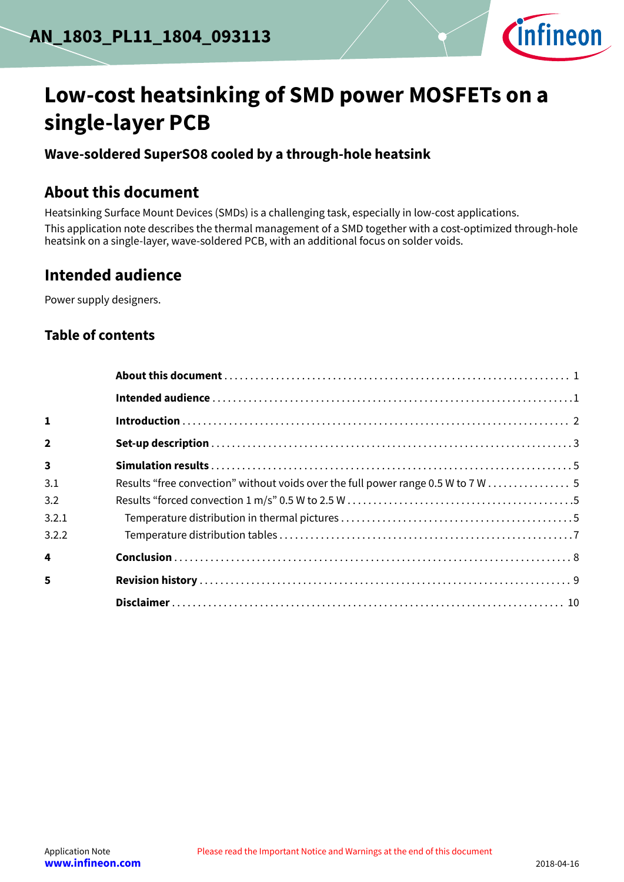# Low-cost heatsinking of SMD power MOSFETs on a single-layer PCB

## Wave-soldered SuperSO8 cooled by a through-hole heatsink

## About this document

Heatsinking Surface Mount Devices (SMDs) is a challenging task, especially in low-cost applications.

This application note describes the thermal management of a SMD together with a cost-optimized through-hole heatsink on a single-layer, wave-soldered PCB, with an additional focus on solder voids.

## Intended audience

Power supply designers.

## Table of contents

| | | |
|---|---|---|
| | **About this document** | 1 |
| | **Intended audience** | 1 |
| **1** | **Introduction** | 2 |
| **2** | **Set-up description** | 3 |
| **3** | **Simulation results** | 5 |
| 3.1 | Results “free convection” without voids over the full power range 0.5 W to 7 W | 5 |
| 3.2 | Results “forced convection 1 m/s” 0.5 W to 2.5 W | 5 |
| 3.2.1 | Temperature distribution in thermal pictures | 5 |
| 3.2.2 | Temperature distribution tables | 7 |
| **4** | **Conclusion** | 8 |
| **5** | **Revision history** | 9 |
| | **Disclaimer** | 10 |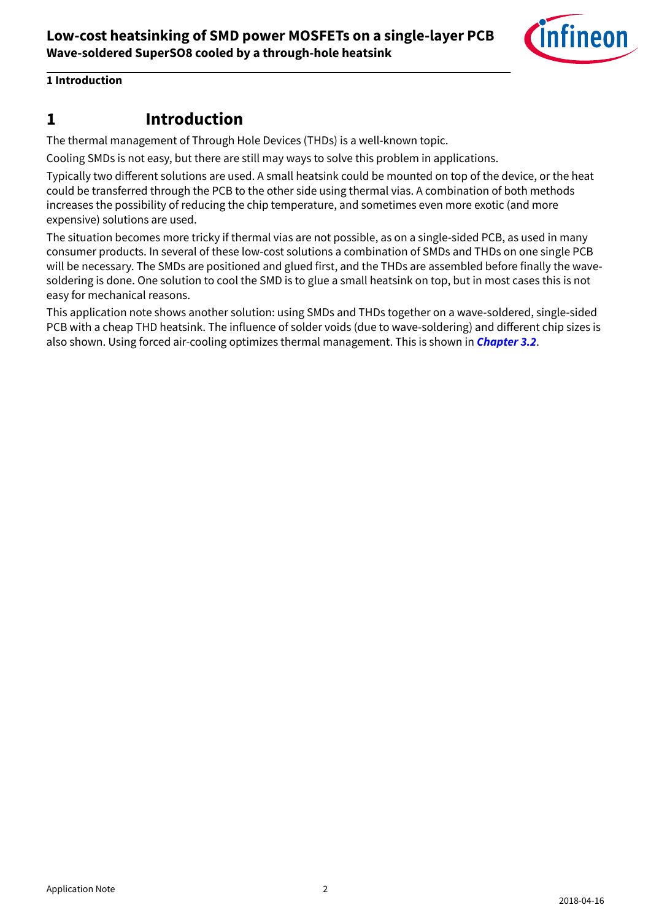# 1 Introduction

The thermal management of Through Hole Devices (THDs) is a well-known topic.

Cooling SMDs is not easy, but there are still may ways to solve this problem in applications.

Typically two different solutions are used. A small heatsink could be mounted on top of the device, or the heat could be transferred through the PCB to the other side using thermal vias. A combination of both methods increases the possibility of reducing the chip temperature, and sometimes even more exotic (and more expensive) solutions are used.

The situation becomes more tricky if thermal vias are not possible, as on a single-sided PCB, as used in many consumer products. In several of these low-cost solutions a combination of SMDs and THDs on one single PCB will be necessary. The SMDs are positioned and glued first, and the THDs are assembled before finally the wave-soldering is done. One solution to cool the SMD is to glue a small heatsink on top, but in most cases this is not easy for mechanical reasons.

This application note shows another solution: using SMDs and THDs together on a wave-soldered, single-sided PCB with a cheap THD heatsink. The influence of solder voids (due to wave-soldering) and different chip sizes is also shown. Using forced air-cooling optimizes thermal management. This is shown in ***Chapter 3.2***.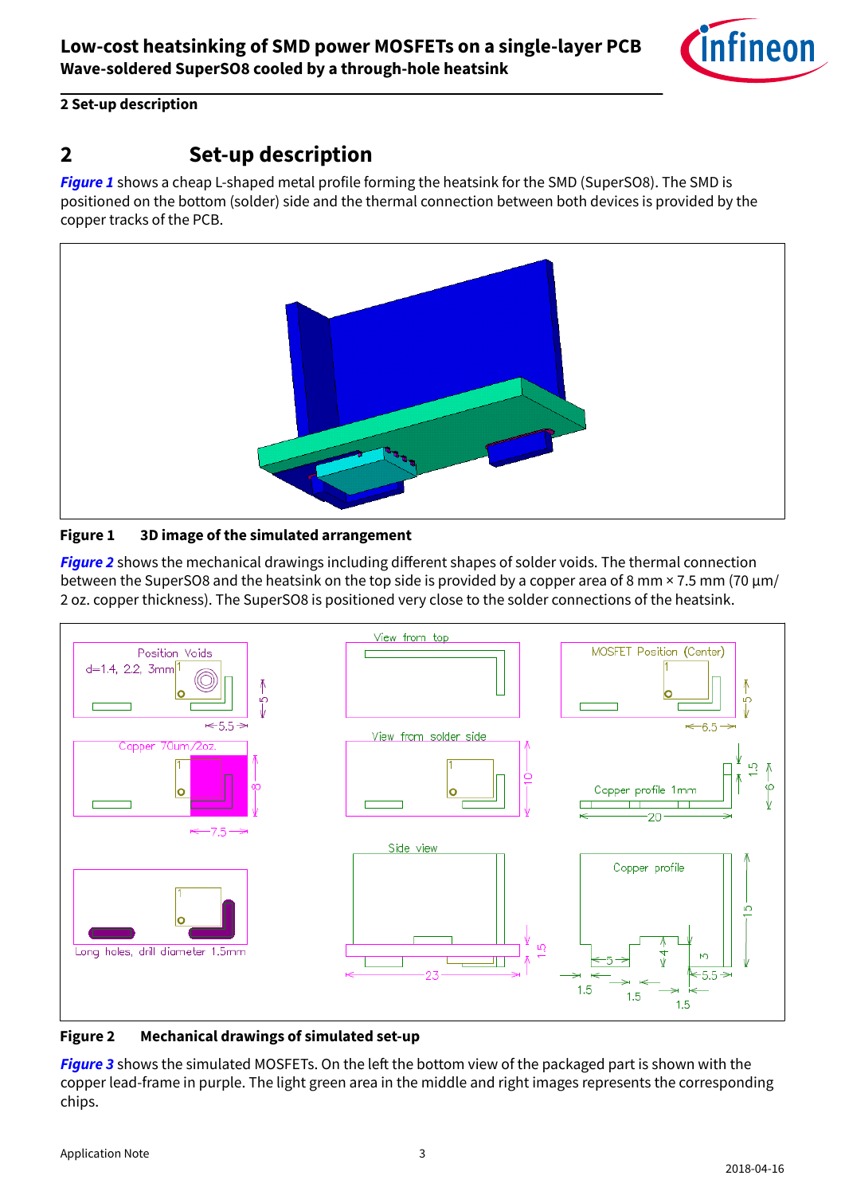## 2 Set-up description

*Figure 1* shows a cheap L-shaped metal profile forming the heatsink for the SMD (SuperSO8). The SMD is positioned on the bottom (solder) side and the thermal connection between both devices is provided by the copper tracks of the PCB.

**Figure 1 3D image of the simulated arrangement**

*Figure 2* shows the mechanical drawings including different shapes of solder voids. The thermal connection between the SuperSO8 and the heatsink on the top side is provided by a copper area of 8 mm × 7.5 mm (70 µm/ 2 oz. copper thickness). The SuperSO8 is positioned very close to the solder connections of the heatsink.

**Figure 2 Mechanical drawings of simulated set-up**

*Figure 3* shows the simulated MOSFETs. On the left the bottom view of the packaged part is shown with the copper lead-frame in purple. The light green area in the middle and right images represents the corresponding chips.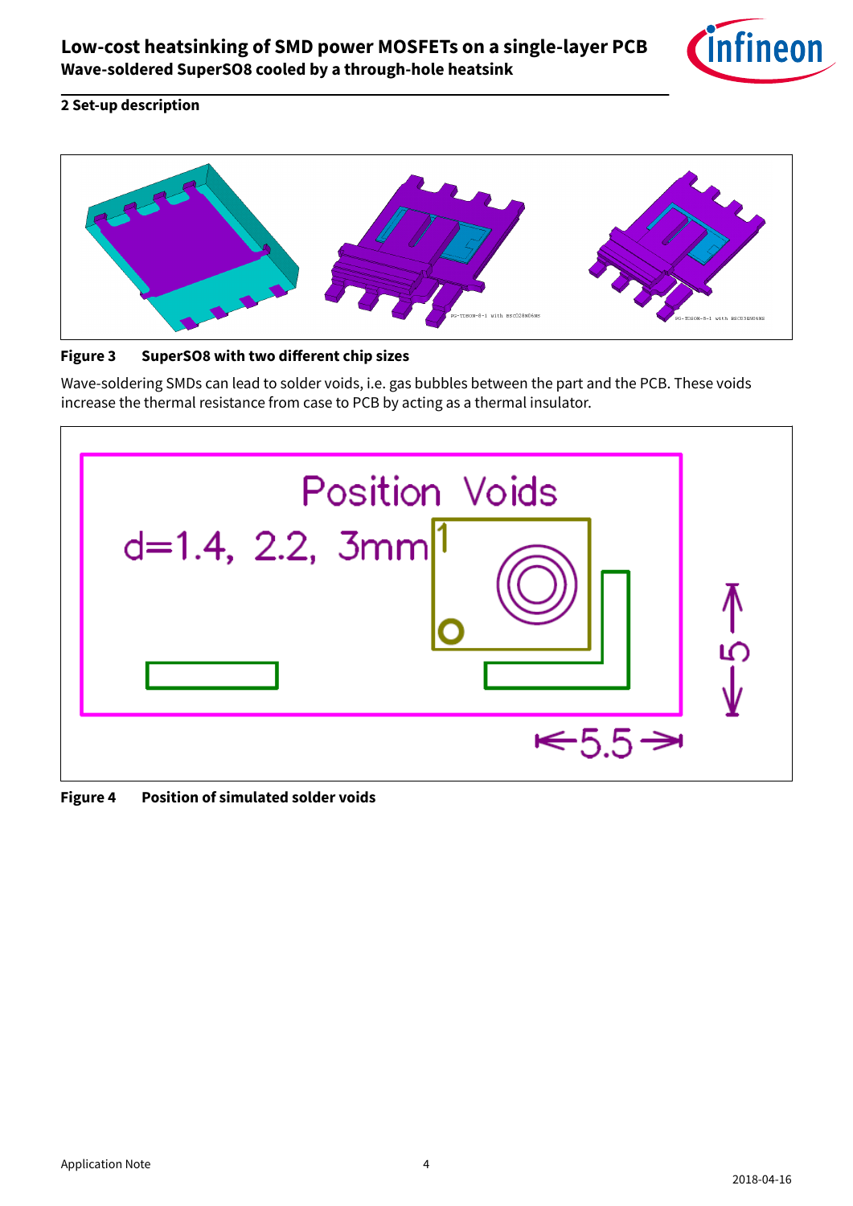## 2 Set-up description

**Figure 3 SuperSO8 with two different chip sizes**

Wave-soldering SMDs can lead to solder voids, i.e. gas bubbles between the part and the PCB. These voids increase the thermal resistance from case to PCB by acting as a thermal insulator.

**Figure 4 Position of simulated solder voids**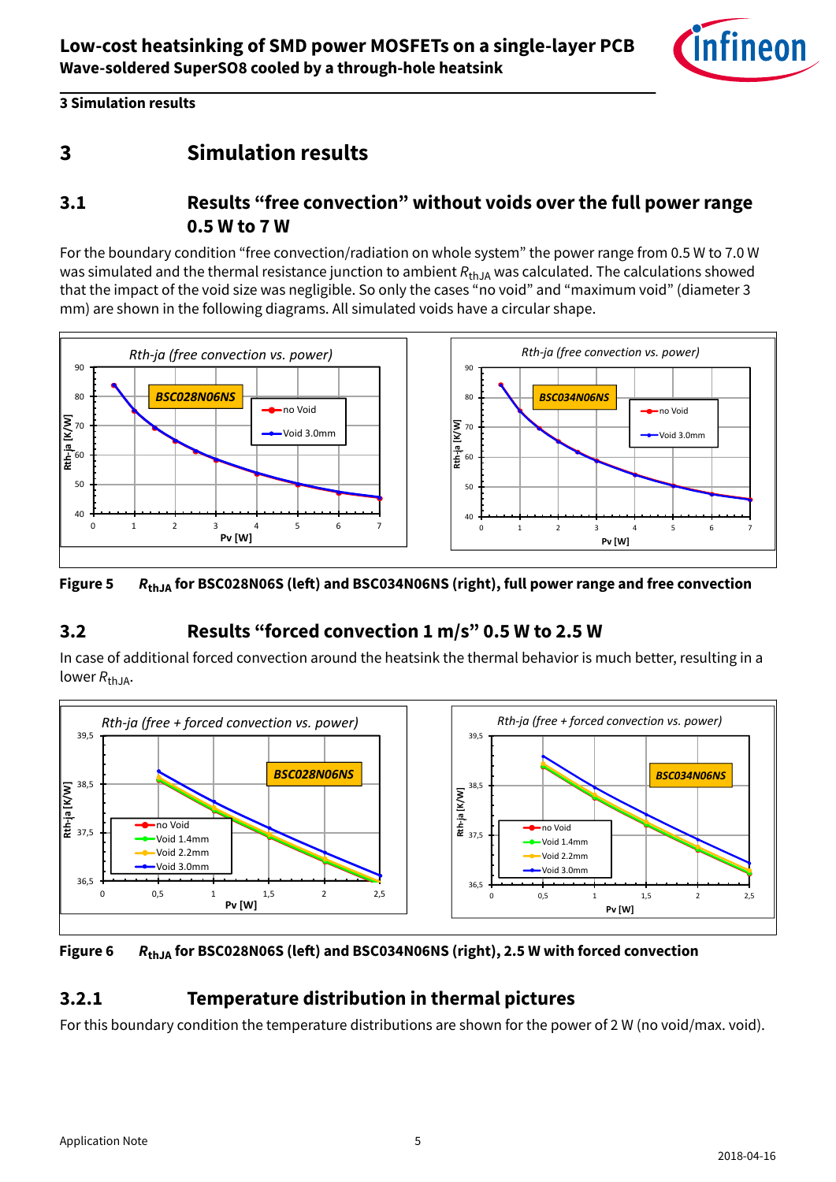# 3 Simulation results

## 3.1 Results "free convection" without voids over the full power range 0.5 W to 7 W

For the boundary condition "free convection/radiation on whole system" the power range from 0.5 W to 7.0 W was simulated and the thermal resistance junction to ambient $R_{thJA}$ was calculated. The calculations showed that the impact of the void size was negligible. So only the cases "no void" and "maximum void" (diameter 3 mm) are shown in the following diagrams. All simulated voids have a circular shape.

**Figure 5** $R_{thJA}$ **for BSC028N06S (left) and BSC034N06NS (right), full power range and free convection**

## 3.2 Results "forced convection 1 m/s" 0.5 W to 2.5 W

In case of additional forced convection around the heatsink the thermal behavior is much better, resulting in a lower $R_{thJA}$.

**Figure 6** $R_{thJA}$ **for BSC028N06S (left) and BSC034N06NS (right), 2.5 W with forced convection**

### 3.2.1 Temperature distribution in thermal pictures

For this boundary condition the temperature distributions are shown for the power of 2 W (no void/max. void).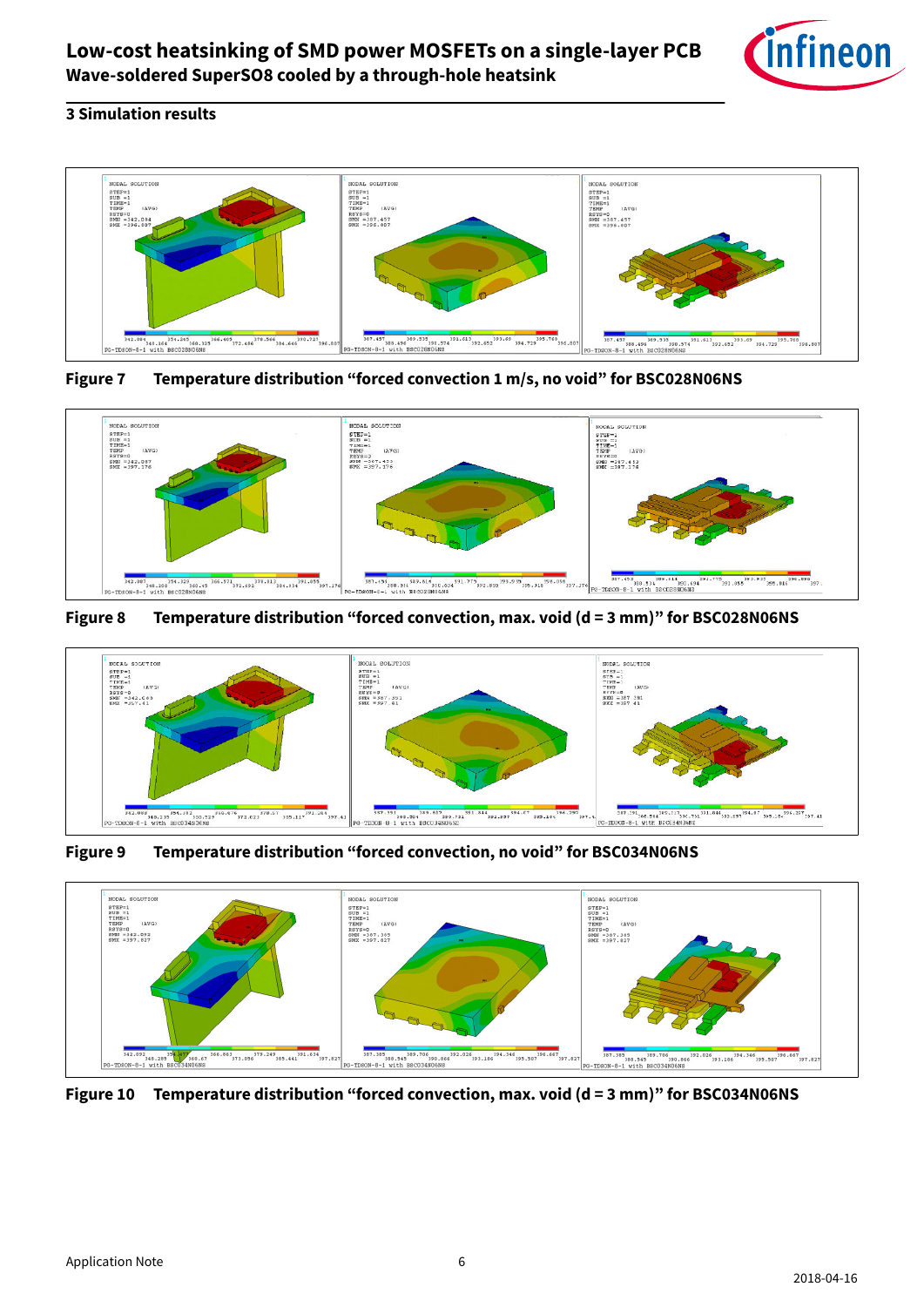## 3 Simulation results

Figure 7 Temperature distribution “forced convection 1 m/s, no void” for BSC028N06NS

Figure 8 Temperature distribution “forced convection, max. void (d = 3 mm)” for BSC028N06NS

Figure 9 Temperature distribution “forced convection, no void” for BSC034N06NS

Figure 10 Temperature distribution “forced convection, max. void (d = 3 mm)” for BSC034N06NS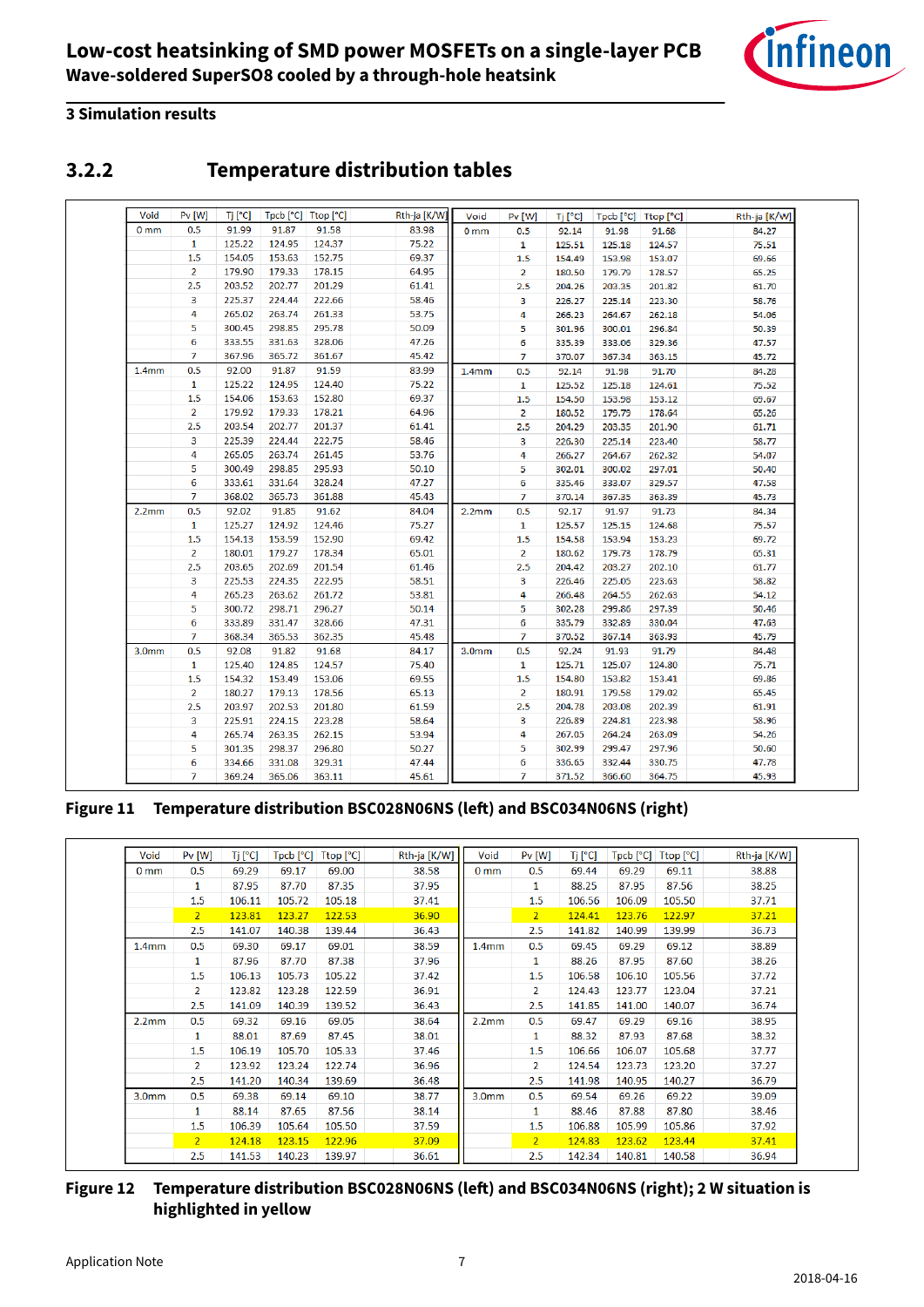## 3 Simulation results

### 3.2.2 Temperature distribution tables

| Void | Pv [W] | Tj [°C] | Tpcb [°C] | Ttop [°C] | Rth-ja [K/W] |
|---|---|---|---|---|---|
| 0 mm | 0.5 | 91.99 | 91.87 | 91.58 | 83.98 |
| | 1 | 125.22 | 124.95 | 124.37 | 75.22 |
| | 1.5 | 154.05 | 153.63 | 152.75 | 69.37 |
| | 2 | 179.90 | 179.33 | 178.15 | 64.95 |
| | 2.5 | 203.52 | 202.77 | 201.29 | 61.41 |
| | 3 | 225.37 | 224.44 | 222.66 | 58.46 |
| | 4 | 265.02 | 263.74 | 261.33 | 53.75 |
| | 5 | 300.45 | 298.85 | 295.78 | 50.09 |
| | 6 | 333.55 | 331.63 | 328.06 | 47.26 |
| | 7 | 367.96 | 365.72 | 361.67 | 45.42 |
| 1.4mm | 0.5 | 92.00 | 91.87 | 91.59 | 83.99 |
| | 1 | 125.22 | 124.95 | 124.40 | 75.22 |
| | 1.5 | 154.06 | 153.63 | 152.80 | 69.37 |
| | 2 | 179.92 | 179.33 | 178.21 | 64.96 |
| | 2.5 | 203.54 | 202.77 | 201.37 | 61.41 |
| | 3 | 225.39 | 224.44 | 222.75 | 58.46 |
| | 4 | 265.05 | 263.74 | 261.45 | 53.76 |
| | 5 | 300.49 | 298.85 | 295.93 | 50.10 |
| | 6 | 333.61 | 331.64 | 328.24 | 47.27 |
| | 7 | 368.02 | 365.73 | 361.88 | 45.43 |
| 2.2mm | 0.5 | 92.02 | 91.85 | 91.62 | 84.04 |
| | 1 | 125.27 | 124.92 | 124.46 | 75.27 |
| | 1.5 | 154.13 | 153.59 | 152.90 | 69.42 |
| | 2 | 180.01 | 179.27 | 178.34 | 65.01 |
| | 2.5 | 203.65 | 202.69 | 201.54 | 61.46 |
| | 3 | 225.53 | 224.35 | 222.95 | 58.51 |
| | 4 | 265.23 | 263.62 | 261.72 | 53.81 |
| | 5 | 300.72 | 298.71 | 296.27 | 50.14 |
| | 6 | 333.89 | 331.47 | 328.66 | 47.31 |
| | 7 | 368.34 | 365.53 | 362.35 | 45.48 |
| 3.0mm | 0.5 | 92.08 | 91.82 | 91.68 | 84.17 |
| | 1 | 125.40 | 124.85 | 124.57 | 75.40 |
| | 1.5 | 154.32 | 153.49 | 153.06 | 69.55 |
| | 2 | 180.27 | 179.13 | 178.56 | 65.13 |
| | 2.5 | 203.97 | 202.53 | 201.80 | 61.59 |
| | 3 | 225.91 | 224.15 | 223.28 | 58.64 |
| | 4 | 265.74 | 263.35 | 262.15 | 53.94 |
| | 5 | 301.35 | 298.37 | 296.80 | 50.27 |
| | 6 | 334.66 | 331.08 | 329.31 | 47.44 |
| | 7 | 369.24 | 365.06 | 363.11 | 45.61 |

| Void | Pv [W] | Tj [°C] | Tpcb [°C] | Ttop [°C] | Rth-ja [K/W] |
|---|---|---|---|---|---|
| 0 mm | 0.5 | 92.14 | 91.98 | 91.68 | 84.27 |
| | 1 | 125.51 | 125.18 | 124.57 | 75.51 |
| | 1.5 | 154.49 | 153.98 | 153.07 | 69.66 |
| | 2 | 180.50 | 179.79 | 178.57 | 65.25 |
| | 2.5 | 204.26 | 203.35 | 201.82 | 61.70 |
| | 3 | 226.27 | 225.14 | 223.30 | 58.76 |
| | 4 | 266.23 | 264.67 | 262.18 | 54.06 |
| | 5 | 301.96 | 300.01 | 296.84 | 50.39 |
| | 6 | 335.39 | 333.06 | 329.36 | 47.57 |
| | 7 | 370.07 | 367.34 | 363.15 | 45.72 |
| 1.4mm | 0.5 | 92.14 | 91.98 | 91.70 | 84.28 |
| | 1 | 125.52 | 125.18 | 124.61 | 75.52 |
| | 1.5 | 154.50 | 153.98 | 153.12 | 69.67 |
| | 2 | 180.52 | 179.79 | 178.64 | 65.26 |
| | 2.5 | 204.29 | 203.35 | 201.90 | 61.71 |
| | 3 | 226.30 | 225.14 | 223.40 | 58.77 |
| | 4 | 266.27 | 264.67 | 262.32 | 54.07 |
| | 5 | 302.01 | 300.02 | 297.01 | 50.40 |
| | 6 | 335.46 | 333.07 | 329.57 | 47.58 |
| | 7 | 370.14 | 367.35 | 363.39 | 45.73 |
| 2.2mm | 0.5 | 92.17 | 91.97 | 91.73 | 84.34 |
| | 1 | 125.57 | 125.15 | 124.68 | 75.57 |
| | 1.5 | 154.58 | 153.94 | 153.23 | 69.72 |
| | 2 | 180.62 | 179.73 | 178.79 | 65.31 |
| | 2.5 | 204.42 | 203.27 | 202.10 | 61.77 |
| | 3 | 226.46 | 225.05 | 223.63 | 58.82 |
| | 4 | 266.48 | 264.55 | 262.63 | 54.12 |
| | 5 | 302.28 | 299.86 | 297.39 | 50.46 |
| | 6 | 335.79 | 332.89 | 330.04 | 47.63 |
| | 7 | 370.52 | 367.14 | 363.93 | 45.79 |
| 3.0mm | 0.5 | 92.24 | 91.93 | 91.79 | 84.48 |
| | 1 | 125.71 | 125.07 | 124.80 | 75.71 |
| | 1.5 | 154.80 | 153.82 | 153.41 | 69.86 |
| | 2 | 180.91 | 179.58 | 179.02 | 65.45 |
| | 2.5 | 204.78 | 203.08 | 202.39 | 61.91 |
| | 3 | 226.89 | 224.81 | 223.98 | 58.96 |
| | 4 | 267.05 | 264.24 | 263.09 | 54.26 |
| | 5 | 302.99 | 299.47 | 297.96 | 50.60 |
| | 6 | 336.65 | 332.44 | 330.75 | 47.78 |
| | 7 | 371.52 | 366.60 | 364.75 | 45.93 |

**Figure 11 Temperature distribution BSC028N06NS (left) and BSC034N06NS (right)**

| Void | Pv [W] | Tj [°C] | Tpcb [°C] | Ttop [°C] | Rth-ja [K/W] |
|---|---|---|---|---|---|
| 0 mm | 0.5 | 69.29 | 69.17 | 69.00 | 38.58 |
| | 1 | 87.95 | 87.70 | 87.35 | 37.95 |
| | 1.5 | 106.11 | 105.72 | 105.18 | 37.41 |
| | 2 | 123.81 | 123.27 | 122.53 | 36.90 |
| | 2.5 | 141.07 | 140.38 | 139.44 | 36.43 |
| 1.4mm | 0.5 | 69.30 | 69.17 | 69.01 | 38.59 |
| | 1 | 87.96 | 87.70 | 87.38 | 37.96 |
| | 1.5 | 106.13 | 105.73 | 105.22 | 37.42 |
| | 2 | 123.82 | 123.28 | 122.59 | 36.91 |
| | 2.5 | 141.09 | 140.39 | 139.52 | 36.43 |
| 2.2mm | 0.5 | 69.32 | 69.16 | 69.05 | 38.64 |
| | 1 | 88.01 | 87.69 | 87.45 | 38.01 |
| | 1.5 | 106.19 | 105.70 | 105.33 | 37.46 |
| | 2 | 123.92 | 123.24 | 122.74 | 36.96 |
| | 2.5 | 141.20 | 140.34 | 139.69 | 36.48 |
| 3.0mm | 0.5 | 69.38 | 69.14 | 69.10 | 38.77 |
| | 1 | 88.14 | 87.65 | 87.56 | 38.14 |
| | 1.5 | 106.39 | 105.64 | 105.50 | 37.59 |
| | 2 | 124.18 | 123.15 | 122.96 | 37.09 |
| | 2.5 | 141.53 | 140.23 | 139.97 | 36.61 |

| Void | Pv [W] | Tj [°C] | Tpcb [°C] | Ttop [°C] | Rth-ja [K/W] |
|---|---|---|---|---|---|
| 0 mm | 0.5 | 69.44 | 69.29 | 69.11 | 38.88 |
| | 1 | 88.25 | 87.95 | 87.56 | 38.25 |
| | 1.5 | 106.56 | 106.09 | 105.50 | 37.71 |
| | 2 | 124.41 | 123.76 | 122.97 | 37.21 |
| | 2.5 | 141.82 | 140.99 | 139.99 | 36.73 |
| 1.4mm | 0.5 | 69.45 | 69.29 | 69.12 | 38.89 |
| | 1 | 88.26 | 87.95 | 87.60 | 38.26 |
| | 1.5 | 106.58 | 106.10 | 105.56 | 37.72 |
| | 2 | 124.43 | 123.77 | 123.04 | 37.21 |
| | 2.5 | 141.85 | 141.00 | 140.07 | 36.74 |
| 2.2mm | 0.5 | 69.47 | 69.29 | 69.16 | 38.95 |
| | 1 | 88.32 | 87.93 | 87.68 | 38.32 |
| | 1.5 | 106.66 | 106.07 | 105.68 | 37.77 |
| | 2 | 124.54 | 123.73 | 123.20 | 37.27 |
| | 2.5 | 141.98 | 140.95 | 140.27 | 36.79 |
| 3.0mm | 0.5 | 69.54 | 69.26 | 69.22 | 39.09 |
| | 1 | 88.46 | 87.88 | 87.80 | 38.46 |
| | 1.5 | 106.88 | 105.99 | 105.86 | 37.92 |
| | 2 | 124.83 | 123.62 | 123.44 | 37.41 |
| | 2.5 | 142.34 | 140.81 | 140.58 | 36.94 |

**Figure 12 Temperature distribution BSC028N06NS (left) and BSC034N06NS (right); 2 W situation is highlighted in yellow**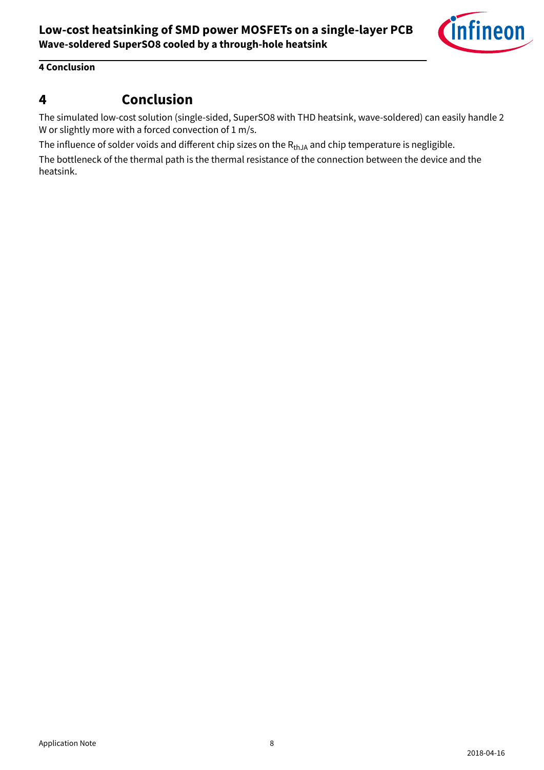# 4 Conclusion

The simulated low-cost solution (single-sided, SuperSO8 with THD heatsink, wave-soldered) can easily handle 2 W or slightly more with a forced convection of 1 m/s.

The influence of solder voids and different chip sizes on the $R_{thJA}$ and chip temperature is negligible.

The bottleneck of the thermal path is the thermal resistance of the connection between the device and the heatsink.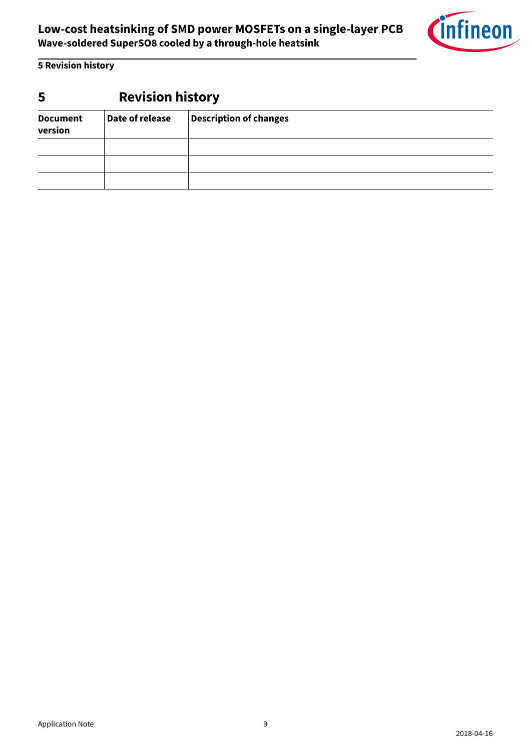# 5 Revision history

| Document version | Date of release | Description of changes |
| --- | --- | --- |
| | | |
| | | |
| | | |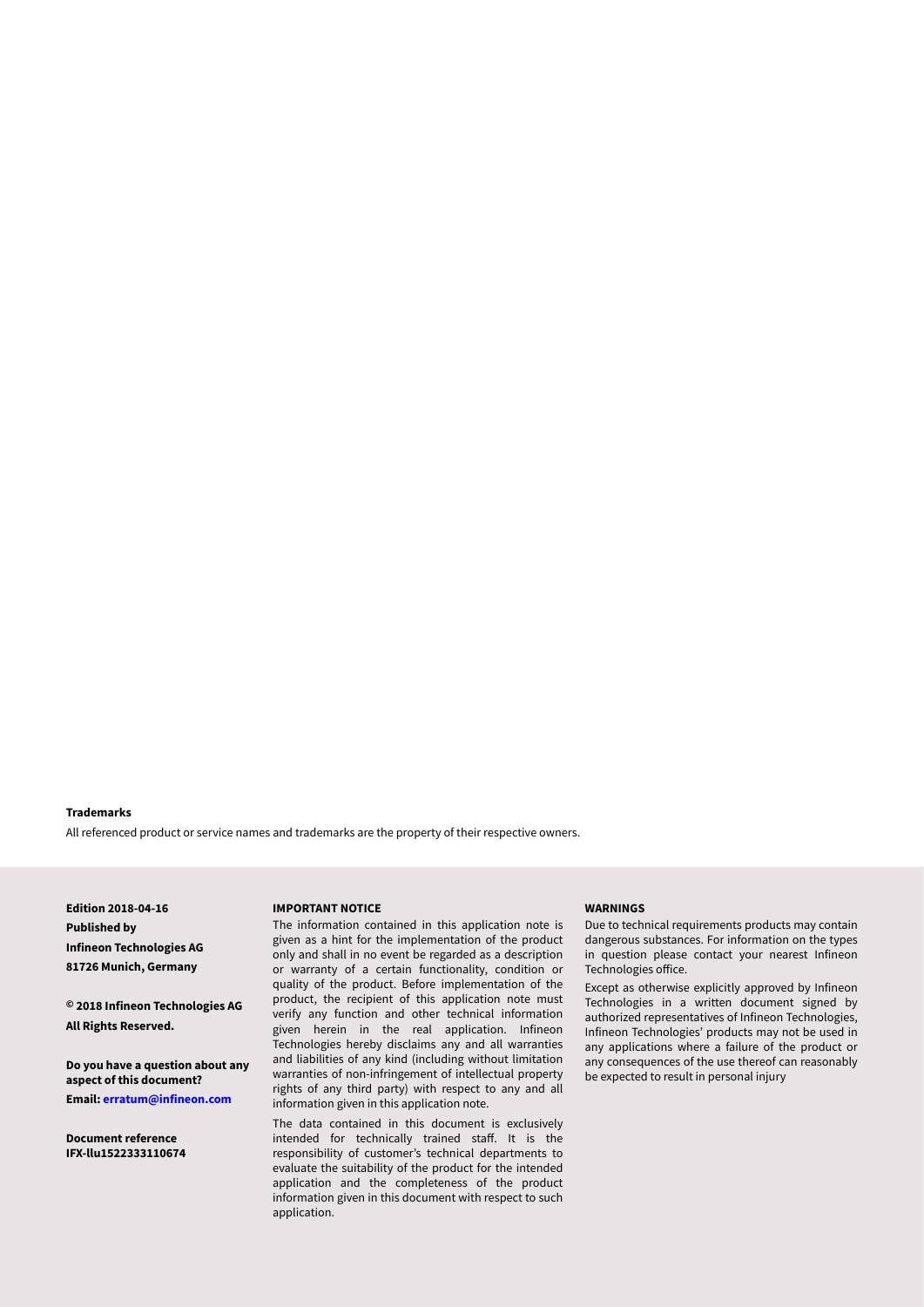**Trademarks**

All referenced product or service names and trademarks are the property of their respective owners.

**Edition 2018-04-16**
**Published by**
**Infineon Technologies AG**
**81726 Munich, Germany**

**© 2018 Infineon Technologies AG**
**All Rights Reserved.**

**Do you have a question about any aspect of this document?**
**Email: erratum@infineon.com**

**Document reference**
**IFX-llu1522333110674**

**IMPORTANT NOTICE**

The information contained in this application note is given as a hint for the implementation of the product only and shall in no event be regarded as a description or warranty of a certain functionality, condition or quality of the product. Before implementation of the product, the recipient of this application note must verify any function and other technical information given herein in the real application. Infineon Technologies hereby disclaims any and all warranties and liabilities of any kind (including without limitation warranties of non-infringement of intellectual property rights of any third party) with respect to any and all information given in this application note.

The data contained in this document is exclusively intended for technically trained staff. It is the responsibility of customer's technical departments to evaluate the suitability of the product for the intended application and the completeness of the product information given in this document with respect to such application.

**WARNINGS**

Due to technical requirements products may contain dangerous substances. For information on the types in question please contact your nearest Infineon Technologies office.

Except as otherwise explicitly approved by Infineon Technologies in a written document signed by authorized representatives of Infineon Technologies, Infineon Technologies' products may not be used in any applications where a failure of the product or any consequences of the use thereof can reasonably be expected to result in personal injury